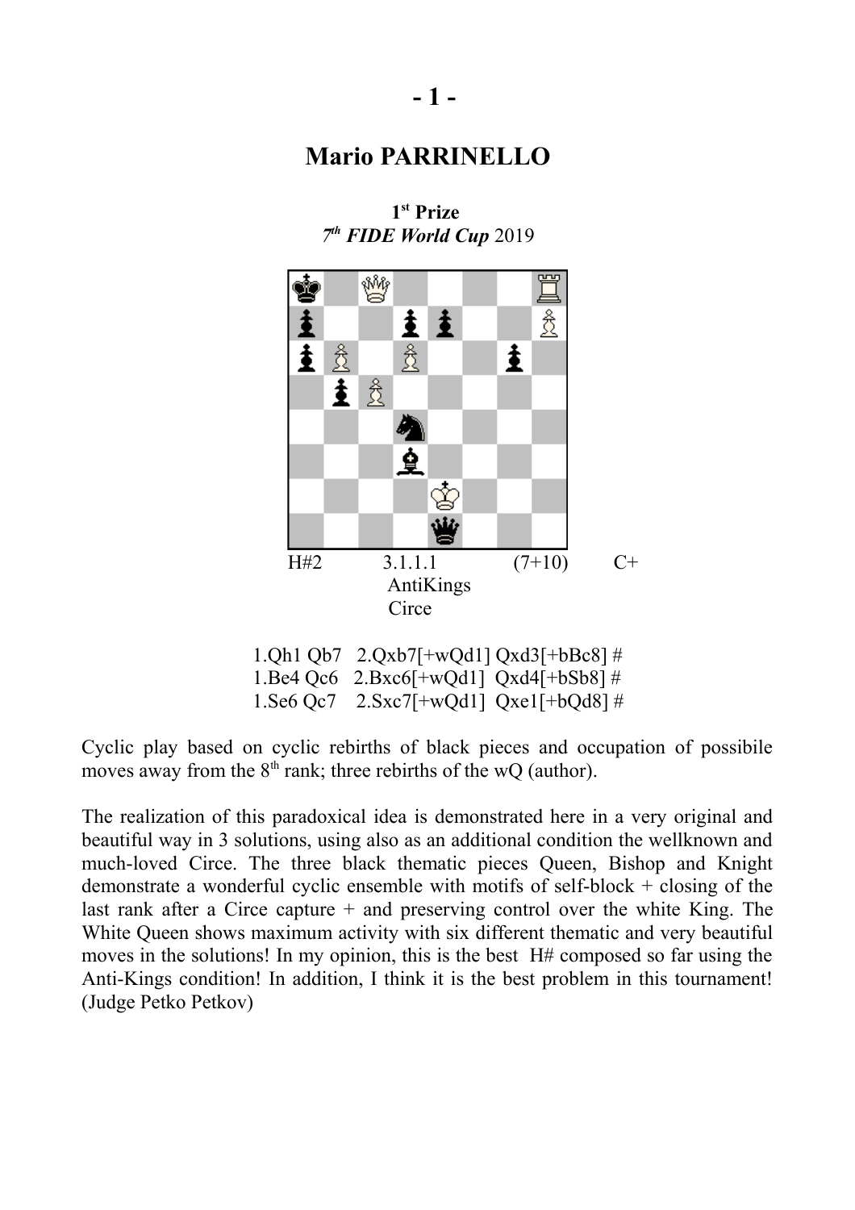# Mario PARRINELLO

**1st Prize**
***7th FIDE World Cup* 2019**

H#2 3.1.1.1 (7+10) C+

AntiKings

Circe

1.Qh1 Qb7 2.Qxb7[+wQd1] Qxd3[+bBc8] #
1.Be4 Qc6 2.Bxc6[+wQd1] Qxd4[+bSb8] #
1.Se6 Qc7 2.Sxc7[+wQd1] Qxe1[+bQd8] #

Cyclic play based on cyclic rebirths of black pieces and occupation of possibile moves away from the 8th rank; three rebirths of the wQ (author).

The realization of this paradoxical idea is demonstrated here in a very original and beautiful way in 3 solutions, using also as an additional condition the wellknown and much-loved Circe. The three black thematic pieces Queen, Bishop and Knight demonstrate a wonderful cyclic ensemble with motifs of self-block + closing of the last rank after a Circe capture + and preserving control over the white King. The White Queen shows maximum activity with six different thematic and very beautiful moves in the solutions! In my opinion, this is the best H# composed so far using the Anti-Kings condition! In addition, I think it is the best problem in this tournament! (Judge Petko Petkov)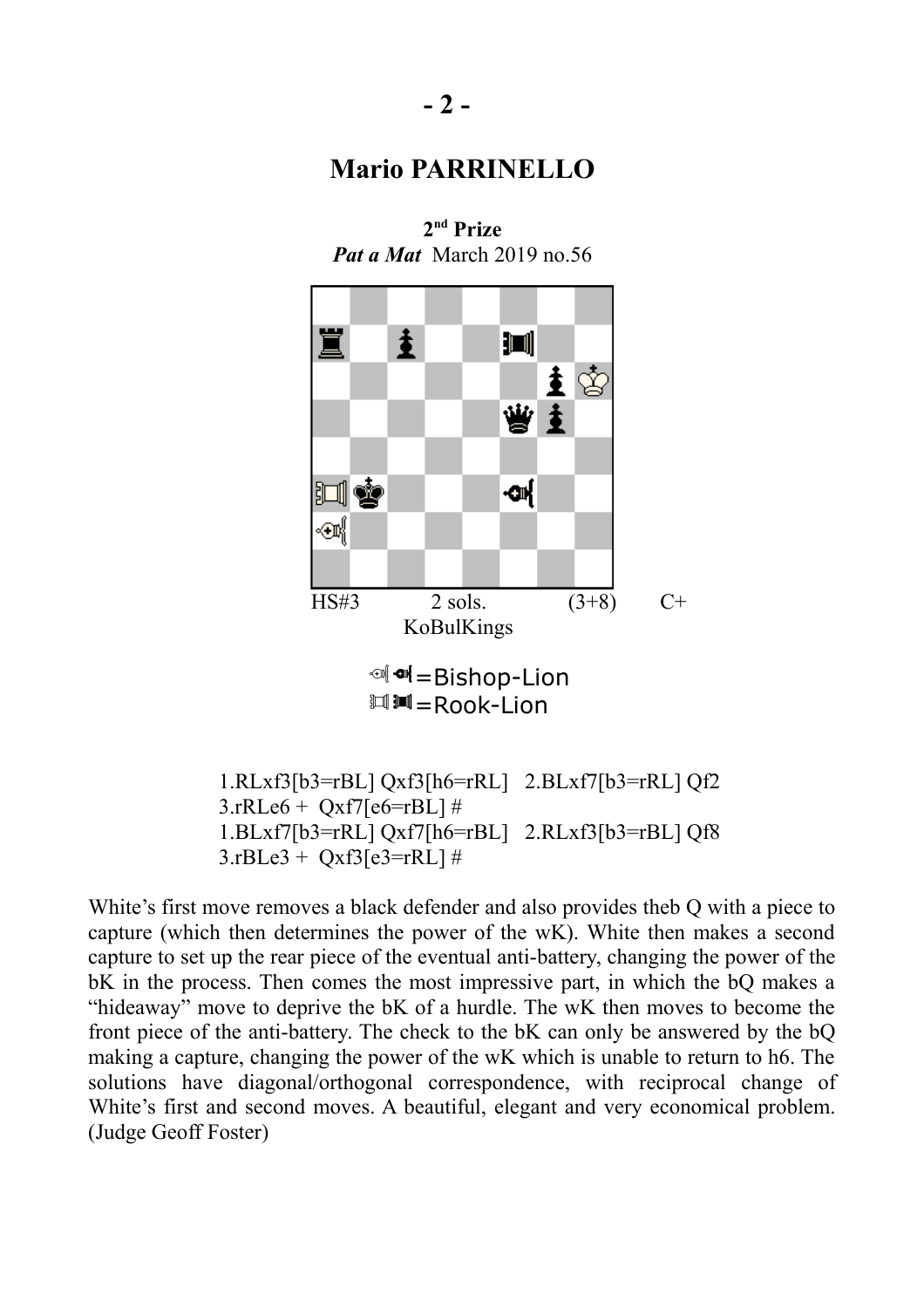## Mario PARRINELLO

**2nd Prize**
***Pat a Mat*** March 2019 no.56

HS#3 2 sols. (3+8) C+
KoBulKings

=Bishop-Lion
=Rook-Lion

1.RLxf3[b3=rBL] Qxf3[h6=rRL] 2.BLxf7[b3=rRL] Qf2
3.rRLe6 + Qxf7[e6=rBL] #
1.BLxf7[b3=rRL] Qxf7[h6=rBL] 2.RLxf3[b3=rBL] Qf8
3.rBLe3 + Qxf3[e3=rRL] #

White's first move removes a black defender and also provides theb Q with a piece to capture (which then determines the power of the wK). White then makes a second capture to set up the rear piece of the eventual anti-battery, changing the power of the bK in the process. Then comes the most impressive part, in which the bQ makes a "hideaway" move to deprive the bK of a hurdle. The wK then moves to become the front piece of the anti-battery. The check to the bK can only be answered by the bQ making a capture, changing the power of the wK which is unable to return to h6. The solutions have diagonal/orthogonal correspondence, with reciprocal change of White's first and second moves. A beautiful, elegant and very economical problem. (Judge Geoff Foster)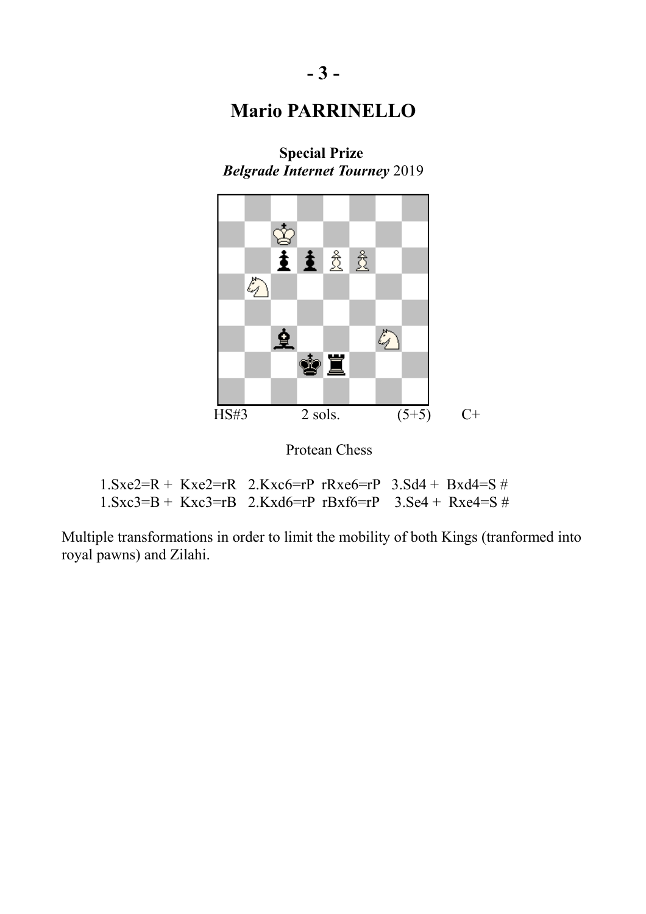# - 3 -

## Mario PARRINELLO

**Special Prize**
***Belgrade Internet Tourney*** 2019

HS#3 2 sols. (5+5) C+

Protean Chess

1.Sxe2=R + Kxe2=rR 2.Kxc6=rP rRxe6=rP 3.Sd4 + Bxd4=S #
1.Sxc3=B + Kxc3=rB 2.Kxd6=rP rBxf6=rP 3.Se4 + Rxe4=S #

Multiple transformations in order to limit the mobility of both Kings (tranformed into royal pawns) and Zilahi.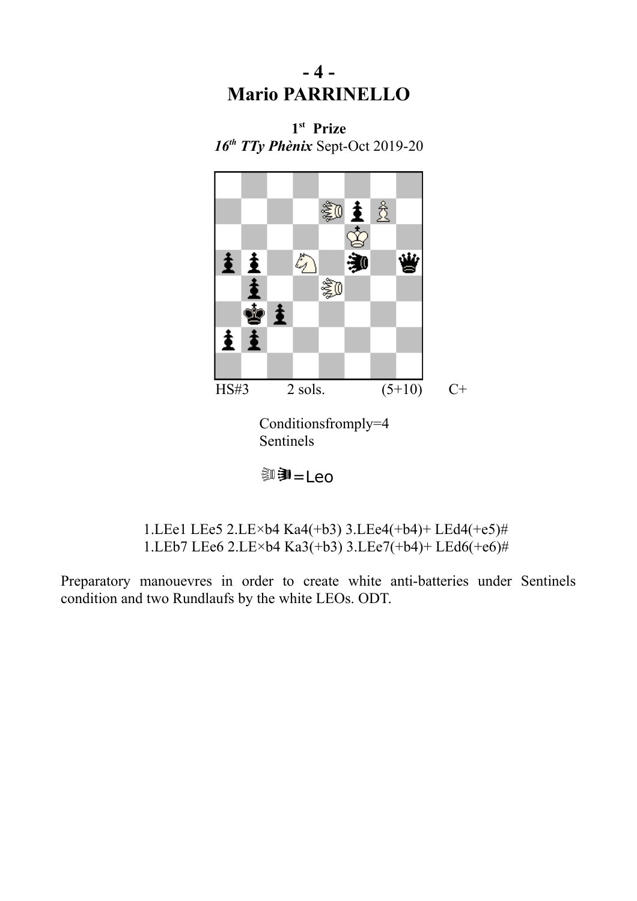# - 4 -
# Mario PARRINELLO

**1st Prize**
***16th TTy Phènix*** Sept-Oct 2019-20

HS#3 2 sols. (5+10) C+

Conditionsfromply=4
Sentinels

=Leo

1.LEe1 LEe5 2.LE×b4 Ka4(+b3) 3.LEe4(+b4)+ LEd4(+e5)#
1.LEb7 LEe6 2.LE×b4 Ka3(+b3) 3.LEe7(+b4)+ LEd6(+e6)#

Preparatory manouevres in order to create white anti-batteries under Sentinels condition and two Rundlaufs by the white LEOs. ODT.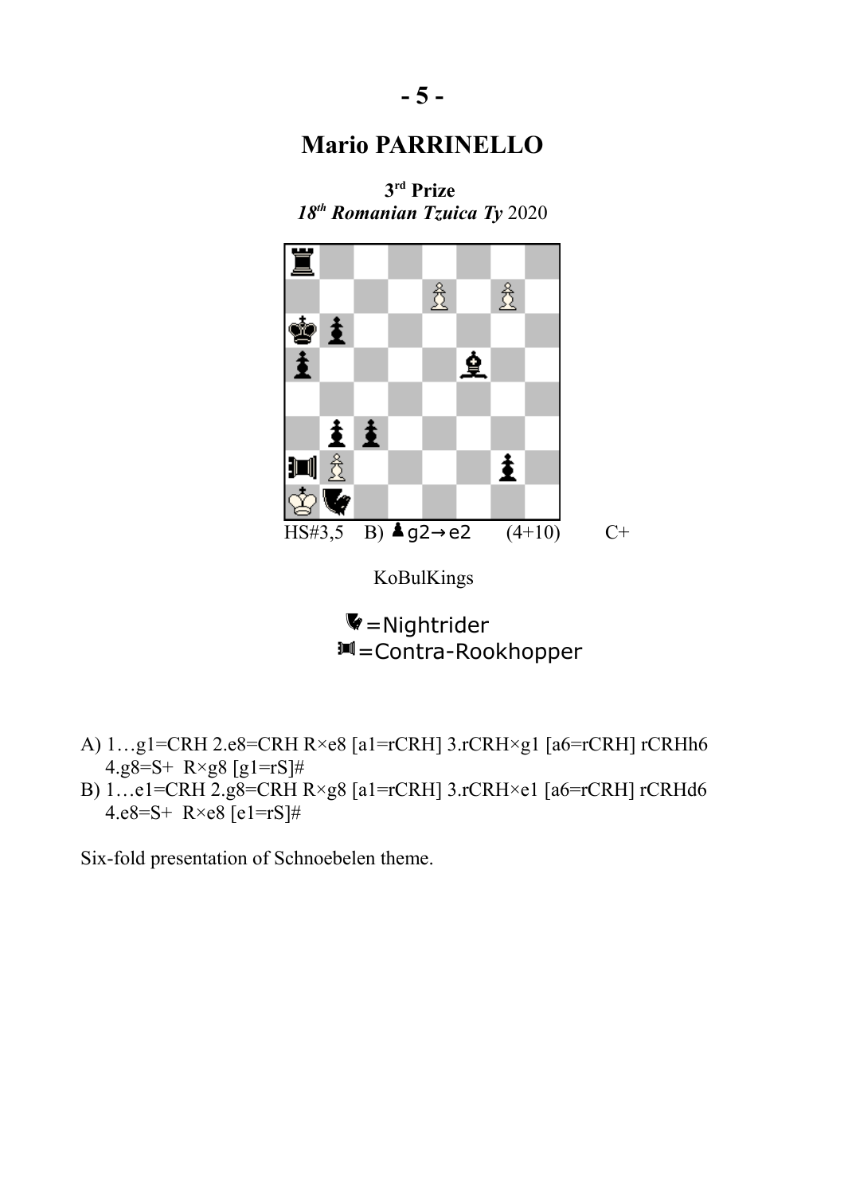## Mario PARRINELLO

**3rd Prize**
***18th Romanian Tzuica Ty* 2020**

HS#3,5  B) ♟g2→e2  (4+10)  C+

KoBulKings

♞ =Nightrider
♜ =Contra-Rookhopper

A) 1…g1=CRH 2.e8=CRH R×e8 [a1=rCRH] 3.rCRH×g1 [a6=rCRH] rCRHh6 4.g8=S+ R×g8 [g1=rS]#

B) 1…e1=CRH 2.g8=CRH R×g8 [a1=rCRH] 3.rCRH×e1 [a6=rCRH] rCRHd6 4.e8=S+ R×e8 [e1=rS]#

Six-fold presentation of Schnoebelen theme.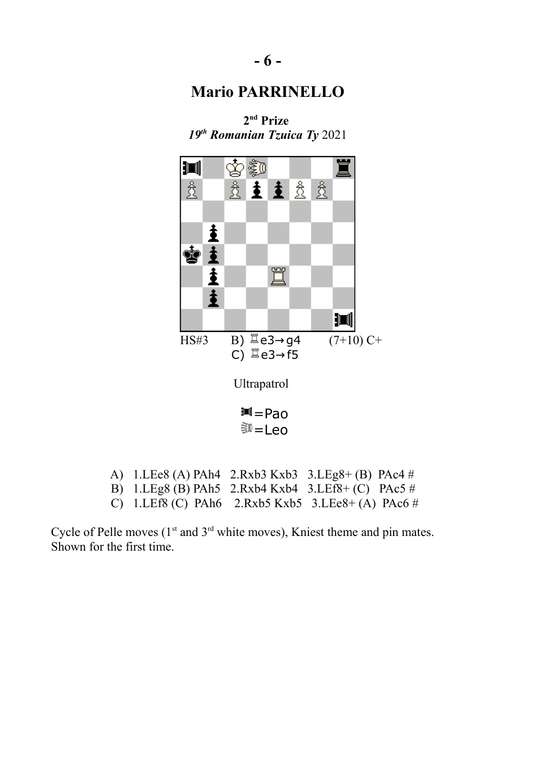# Mario PARRINELLO

**2nd Prize**
***19th Romanian Tzuica Ty* 2021**

HS#3 B) ♖e3→g4 (7+10) C+
C) ♖e3→f5

Ultrapatrol

= Pao
= Leo

A) 1.LEe8 (A) PAh4 2.Rxb3 Kxb3 3.LEg8+ (B) PAc4 #
B) 1.LEg8 (B) PAh5 2.Rxb4 Kxb4 3.LEf8+ (C) PAc5 #
C) 1.LEf8 (C) PAh6 2.Rxb5 Kxb5 3.LEe8+ (A) PAc6 #

Cycle of Pelle moves (1st and 3rd white moves), Kniest theme and pin mates. Shown for the first time.